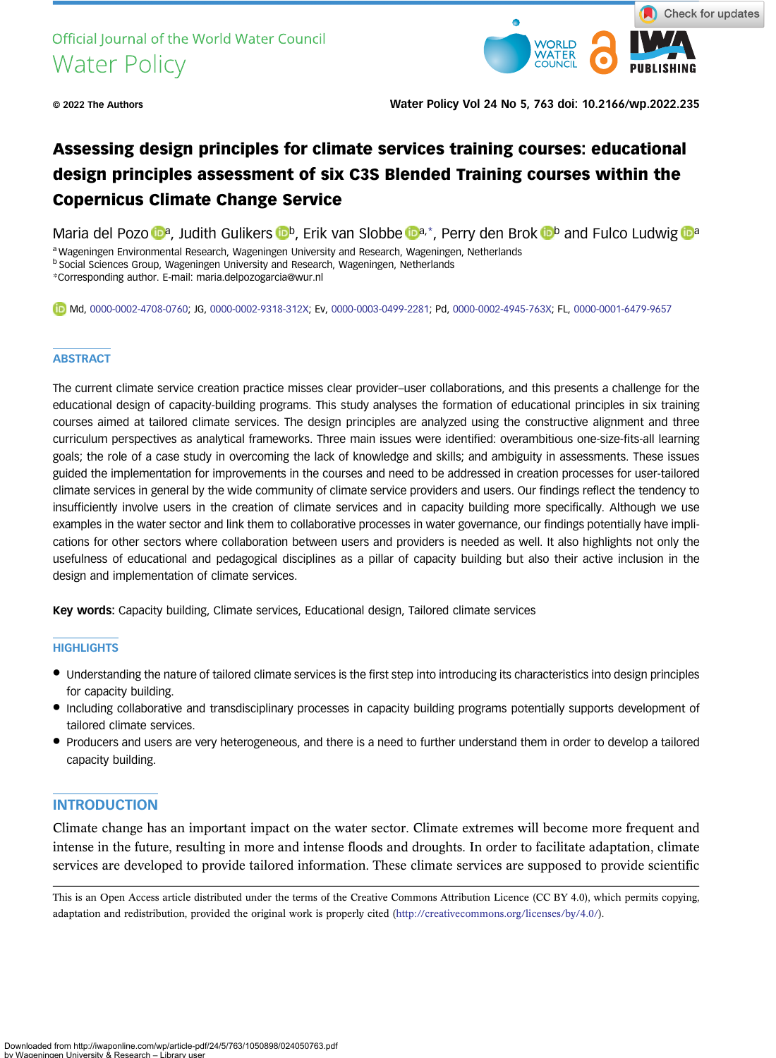Official Journal of the World Water Council
Water Policy

© 2022 The Authors

Water Policy Vol 24 No 5, 763 doi: 10.2166/wp.2022.235

# Assessing design principles for climate services training courses: educational design principles assessment of six C3S Blended Training courses within the Copernicus Climate Change Service

Maria del Pozo[a], Judith Gulikers[b], Erik van Slobbe[a,*], Perry den Brok[b] and Fulco Ludwig[a]

[a] Wageningen Environmental Research, Wageningen University and Research, Wageningen, Netherlands
[b] Social Sciences Group, Wageningen University and Research, Wageningen, Netherlands
*Corresponding author. E-mail: maria.delpozogarcia@wur.nl

Md, 0000-0002-4708-0760; JG, 0000-0002-9318-312X; Ev, 0000-0003-0499-2281; Pd, 0000-0002-4945-763X; FL, 0000-0001-6479-9657

## ABSTRACT

The current climate service creation practice misses clear provider–user collaborations, and this presents a challenge for the educational design of capacity-building programs. This study analyses the formation of educational principles in six training courses aimed at tailored climate services. The design principles are analyzed using the constructive alignment and three curriculum perspectives as analytical frameworks. Three main issues were identified: overambitious one-size-fits-all learning goals; the role of a case study in overcoming the lack of knowledge and skills; and ambiguity in assessments. These issues guided the implementation for improvements in the courses and need to be addressed in creation processes for user-tailored climate services in general by the wide community of climate service providers and users. Our findings reflect the tendency to insufficiently involve users in the creation of climate services and in capacity building more specifically. Although we use examples in the water sector and link them to collaborative processes in water governance, our findings potentially have implications for other sectors where collaboration between users and providers is needed as well. It also highlights not only the usefulness of educational and pedagogical disciplines as a pillar of capacity building but also their active inclusion in the design and implementation of climate services.

**Key words:** Capacity building, Climate services, Educational design, Tailored climate services

## HIGHLIGHTS

- Understanding the nature of tailored climate services is the first step into introducing its characteristics into design principles for capacity building.
- Including collaborative and transdisciplinary processes in capacity building programs potentially supports development of tailored climate services.
- Producers and users are very heterogeneous, and there is a need to further understand them in order to develop a tailored capacity building.

## INTRODUCTION

Climate change has an important impact on the water sector. Climate extremes will become more frequent and intense in the future, resulting in more and intense floods and droughts. In order to facilitate adaptation, climate services are developed to provide tailored information. These climate services are supposed to provide scientific

This is an Open Access article distributed under the terms of the Creative Commons Attribution Licence (CC BY 4.0), which permits copying, adaptation and redistribution, provided the original work is properly cited (http://creativecommons.org/licenses/by/4.0/).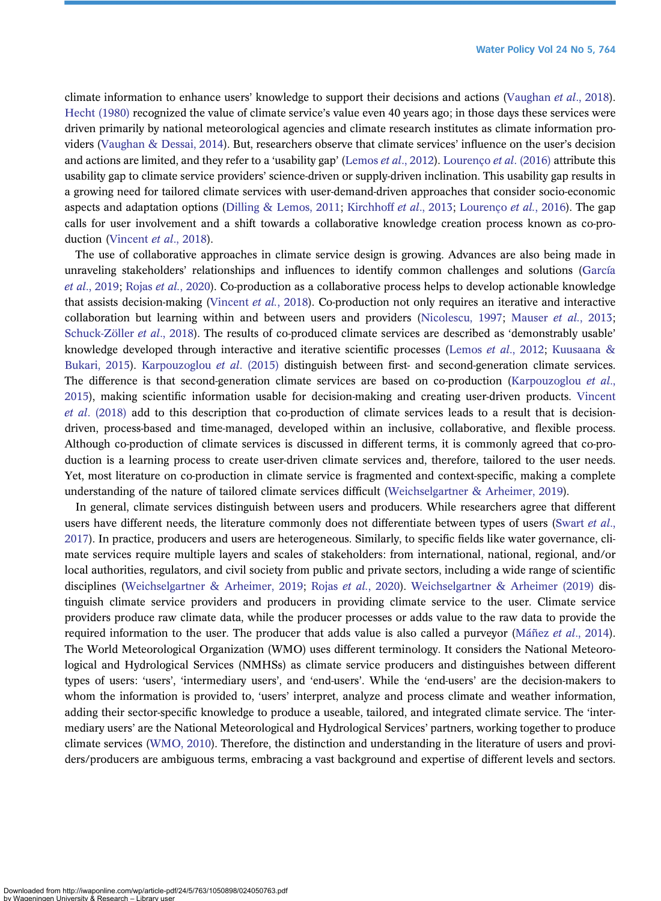climate information to enhance users' knowledge to support their decisions and actions (Vaughan *et al.*, 2018). Hecht (1980) recognized the value of climate service's value even 40 years ago; in those days these services were driven primarily by national meteorological agencies and climate research institutes as climate information providers (Vaughan & Dessai, 2014). But, researchers observe that climate services' influence on the user's decision and actions are limited, and they refer to a 'usability gap' (Lemos *et al.*, 2012). Lourenço *et al.* (2016) attribute this usability gap to climate service providers' science-driven or supply-driven inclination. This usability gap results in a growing need for tailored climate services with user-demand-driven approaches that consider socio-economic aspects and adaptation options (Dilling & Lemos, 2011; Kirchhoff *et al.*, 2013; Lourenço *et al.*, 2016). The gap calls for user involvement and a shift towards a collaborative knowledge creation process known as co-production (Vincent *et al.*, 2018).

The use of collaborative approaches in climate service design is growing. Advances are also being made in unraveling stakeholders' relationships and influences to identify common challenges and solutions (García *et al.*, 2019; Rojas *et al.*, 2020). Co-production as a collaborative process helps to develop actionable knowledge that assists decision-making (Vincent *et al.*, 2018). Co-production not only requires an iterative and interactive collaboration but learning within and between users and providers (Nicolescu, 1997; Mauser *et al.*, 2013; Schuck-Zöller *et al.*, 2018). The results of co-produced climate services are described as 'demonstrably usable' knowledge developed through interactive and iterative scientific processes (Lemos *et al.*, 2012; Kuusaana & Bukari, 2015). Karpouzoglou *et al.* (2015) distinguish between first- and second-generation climate services. The difference is that second-generation climate services are based on co-production (Karpouzoglou *et al.*, 2015), making scientific information usable for decision-making and creating user-driven products. Vincent *et al.* (2018) add to this description that co-production of climate services leads to a result that is decision-driven, process-based and time-managed, developed within an inclusive, collaborative, and flexible process. Although co-production of climate services is discussed in different terms, it is commonly agreed that co-production is a learning process to create user-driven climate services and, therefore, tailored to the user needs. Yet, most literature on co-production in climate service is fragmented and context-specific, making a complete understanding of the nature of tailored climate services difficult (Weichselgartner & Arheimer, 2019).

In general, climate services distinguish between users and producers. While researchers agree that different users have different needs, the literature commonly does not differentiate between types of users (Swart *et al.*, 2017). In practice, producers and users are heterogeneous. Similarly, to specific fields like water governance, climate services require multiple layers and scales of stakeholders: from international, national, regional, and/or local authorities, regulators, and civil society from public and private sectors, including a wide range of scientific disciplines (Weichselgartner & Arheimer, 2019; Rojas *et al.*, 2020). Weichselgartner & Arheimer (2019) distinguish climate service providers and producers in providing climate service to the user. Climate service providers produce raw climate data, while the producer processes or adds value to the raw data to provide the required information to the user. The producer that adds value is also called a purveyor (Máñez *et al.*, 2014). The World Meteorological Organization (WMO) uses different terminology. It considers the National Meteorological and Hydrological Services (NMHSs) as climate service producers and distinguishes between different types of users: 'users', 'intermediary users', and 'end-users'. While the 'end-users' are the decision-makers to whom the information is provided to, 'users' interpret, analyze and process climate and weather information, adding their sector-specific knowledge to produce a useable, tailored, and integrated climate service. The 'intermediary users' are the National Meteorological and Hydrological Services' partners, working together to produce climate services (WMO, 2010). Therefore, the distinction and understanding in the literature of users and providers/producers are ambiguous terms, embracing a vast background and expertise of different levels and sectors.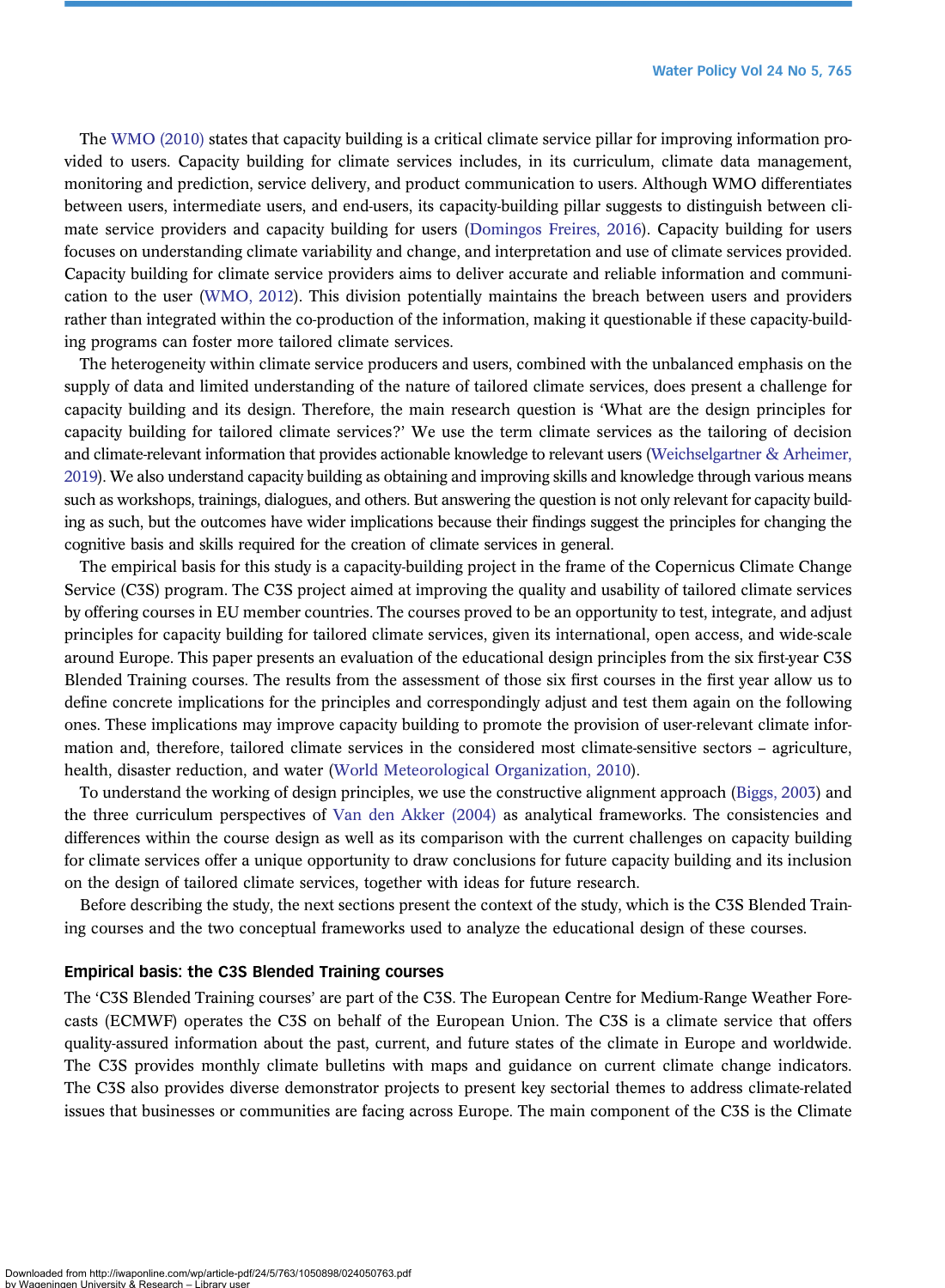The WMO (2010) states that capacity building is a critical climate service pillar for improving information provided to users. Capacity building for climate services includes, in its curriculum, climate data management, monitoring and prediction, service delivery, and product communication to users. Although WMO differentiates between users, intermediate users, and end-users, its capacity-building pillar suggests to distinguish between climate service providers and capacity building for users (Domingos Freires, 2016). Capacity building for users focuses on understanding climate variability and change, and interpretation and use of climate services provided. Capacity building for climate service providers aims to deliver accurate and reliable information and communication to the user (WMO, 2012). This division potentially maintains the breach between users and providers rather than integrated within the co-production of the information, making it questionable if these capacity-building programs can foster more tailored climate services.

The heterogeneity within climate service producers and users, combined with the unbalanced emphasis on the supply of data and limited understanding of the nature of tailored climate services, does present a challenge for capacity building and its design. Therefore, the main research question is 'What are the design principles for capacity building for tailored climate services?' We use the term climate services as the tailoring of decision and climate-relevant information that provides actionable knowledge to relevant users (Weichselgartner & Arheimer, 2019). We also understand capacity building as obtaining and improving skills and knowledge through various means such as workshops, trainings, dialogues, and others. But answering the question is not only relevant for capacity building as such, but the outcomes have wider implications because their findings suggest the principles for changing the cognitive basis and skills required for the creation of climate services in general.

The empirical basis for this study is a capacity-building project in the frame of the Copernicus Climate Change Service (C3S) program. The C3S project aimed at improving the quality and usability of tailored climate services by offering courses in EU member countries. The courses proved to be an opportunity to test, integrate, and adjust principles for capacity building for tailored climate services, given its international, open access, and wide-scale around Europe. This paper presents an evaluation of the educational design principles from the six first-year C3S Blended Training courses. The results from the assessment of those six first courses in the first year allow us to define concrete implications for the principles and correspondingly adjust and test them again on the following ones. These implications may improve capacity building to promote the provision of user-relevant climate information and, therefore, tailored climate services in the considered most climate-sensitive sectors – agriculture, health, disaster reduction, and water (World Meteorological Organization, 2010).

To understand the working of design principles, we use the constructive alignment approach (Biggs, 2003) and the three curriculum perspectives of Van den Akker (2004) as analytical frameworks. The consistencies and differences within the course design as well as its comparison with the current challenges on capacity building for climate services offer a unique opportunity to draw conclusions for future capacity building and its inclusion on the design of tailored climate services, together with ideas for future research.

Before describing the study, the next sections present the context of the study, which is the C3S Blended Training courses and the two conceptual frameworks used to analyze the educational design of these courses.

## Empirical basis: the C3S Blended Training courses

The 'C3S Blended Training courses' are part of the C3S. The European Centre for Medium-Range Weather Forecasts (ECMWF) operates the C3S on behalf of the European Union. The C3S is a climate service that offers quality-assured information about the past, current, and future states of the climate in Europe and worldwide. The C3S provides monthly climate bulletins with maps and guidance on current climate change indicators. The C3S also provides diverse demonstrator projects to present key sectorial themes to address climate-related issues that businesses or communities are facing across Europe. The main component of the C3S is the Climate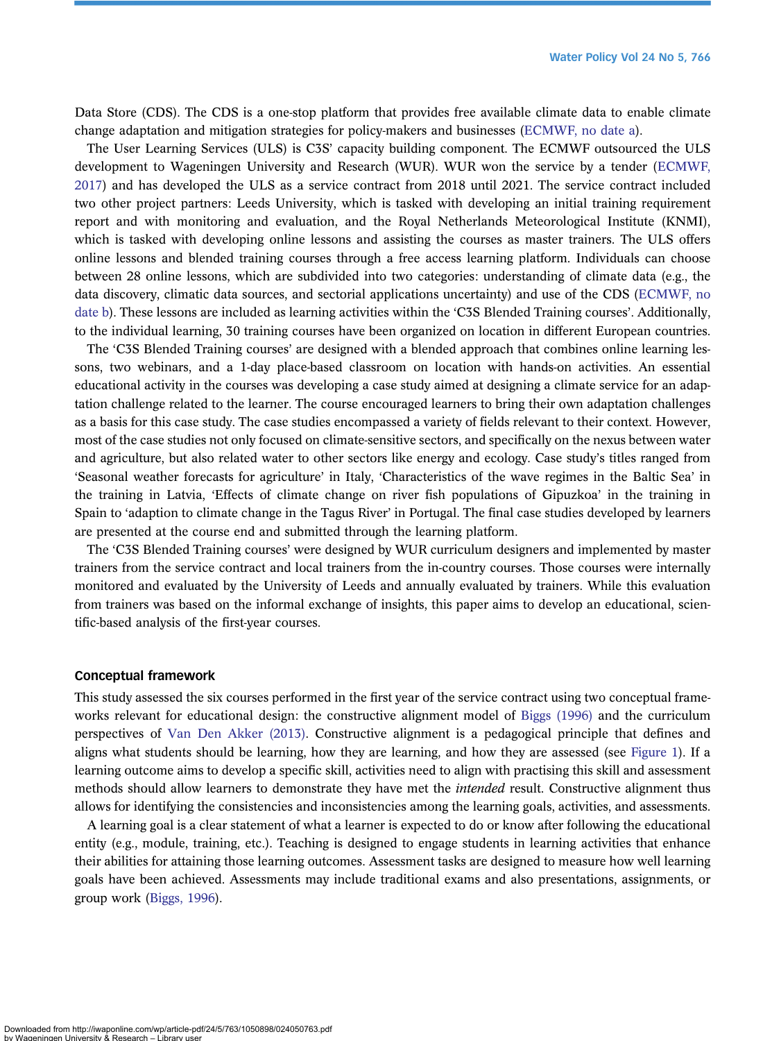Data Store (CDS). The CDS is a one-stop platform that provides free available climate data to enable climate change adaptation and mitigation strategies for policy-makers and businesses (ECMWF, no date a).

The User Learning Services (ULS) is C3S' capacity building component. The ECMWF outsourced the ULS development to Wageningen University and Research (WUR). WUR won the service by a tender (ECMWF, 2017) and has developed the ULS as a service contract from 2018 until 2021. The service contract included two other project partners: Leeds University, which is tasked with developing an initial training requirement report and with monitoring and evaluation, and the Royal Netherlands Meteorological Institute (KNMI), which is tasked with developing online lessons and assisting the courses as master trainers. The ULS offers online lessons and blended training courses through a free access learning platform. Individuals can choose between 28 online lessons, which are subdivided into two categories: understanding of climate data (e.g., the data discovery, climatic data sources, and sectorial applications uncertainty) and use of the CDS (ECMWF, no date b). These lessons are included as learning activities within the 'C3S Blended Training courses'. Additionally, to the individual learning, 30 training courses have been organized on location in different European countries.

The 'C3S Blended Training courses' are designed with a blended approach that combines online learning lessons, two webinars, and a 1-day place-based classroom on location with hands-on activities. An essential educational activity in the courses was developing a case study aimed at designing a climate service for an adaptation challenge related to the learner. The course encouraged learners to bring their own adaptation challenges as a basis for this case study. The case studies encompassed a variety of fields relevant to their context. However, most of the case studies not only focused on climate-sensitive sectors, and specifically on the nexus between water and agriculture, but also related water to other sectors like energy and ecology. Case study's titles ranged from 'Seasonal weather forecasts for agriculture' in Italy, 'Characteristics of the wave regimes in the Baltic Sea' in the training in Latvia, 'Effects of climate change on river fish populations of Gipuzkoa' in the training in Spain to 'adaption to climate change in the Tagus River' in Portugal. The final case studies developed by learners are presented at the course end and submitted through the learning platform.

The 'C3S Blended Training courses' were designed by WUR curriculum designers and implemented by master trainers from the service contract and local trainers from the in-country courses. Those courses were internally monitored and evaluated by the University of Leeds and annually evaluated by trainers. While this evaluation from trainers was based on the informal exchange of insights, this paper aims to develop an educational, scientific-based analysis of the first-year courses.

## Conceptual framework

This study assessed the six courses performed in the first year of the service contract using two conceptual frameworks relevant for educational design: the constructive alignment model of Biggs (1996) and the curriculum perspectives of Van Den Akker (2013). Constructive alignment is a pedagogical principle that defines and aligns what students should be learning, how they are learning, and how they are assessed (see Figure 1). If a learning outcome aims to develop a specific skill, activities need to align with practising this skill and assessment methods should allow learners to demonstrate they have met the *intended* result. Constructive alignment thus allows for identifying the consistencies and inconsistencies among the learning goals, activities, and assessments.

A learning goal is a clear statement of what a learner is expected to do or know after following the educational entity (e.g., module, training, etc.). Teaching is designed to engage students in learning activities that enhance their abilities for attaining those learning outcomes. Assessment tasks are designed to measure how well learning goals have been achieved. Assessments may include traditional exams and also presentations, assignments, or group work (Biggs, 1996).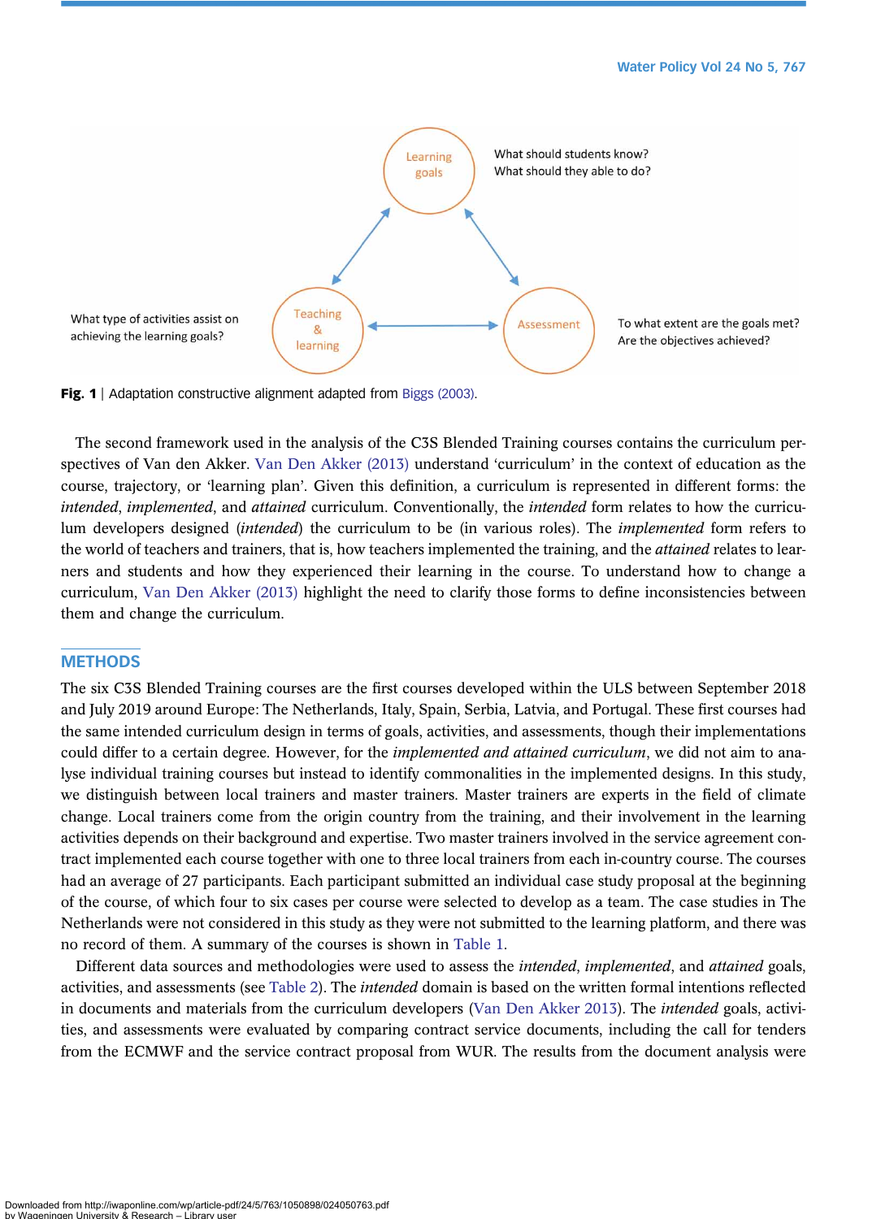Fig. 1 | Adaptation constructive alignment adapted from Biggs (2003).

The second framework used in the analysis of the C3S Blended Training courses contains the curriculum perspectives of Van den Akker. Van Den Akker (2013) understand 'curriculum' in the context of education as the course, trajectory, or 'learning plan'. Given this definition, a curriculum is represented in different forms: the *intended*, *implemented*, and *attained* curriculum. Conventionally, the *intended* form relates to how the curriculum developers designed (*intended*) the curriculum to be (in various roles). The *implemented* form refers to the world of teachers and trainers, that is, how teachers implemented the training, and the *attained* relates to learners and students and how they experienced their learning in the course. To understand how to change a curriculum, Van Den Akker (2013) highlight the need to clarify those forms to define inconsistencies between them and change the curriculum.

## METHODS

The six C3S Blended Training courses are the first courses developed within the ULS between September 2018 and July 2019 around Europe: The Netherlands, Italy, Spain, Serbia, Latvia, and Portugal. These first courses had the same intended curriculum design in terms of goals, activities, and assessments, though their implementations could differ to a certain degree. However, for the *implemented and attained curriculum*, we did not aim to analyse individual training courses but instead to identify commonalities in the implemented designs. In this study, we distinguish between local trainers and master trainers. Master trainers are experts in the field of climate change. Local trainers come from the origin country from the training, and their involvement in the learning activities depends on their background and expertise. Two master trainers involved in the service agreement contract implemented each course together with one to three local trainers from each in-country course. The courses had an average of 27 participants. Each participant submitted an individual case study proposal at the beginning of the course, of which four to six cases per course were selected to develop as a team. The case studies in The Netherlands were not considered in this study as they were not submitted to the learning platform, and there was no record of them. A summary of the courses is shown in Table 1.

Different data sources and methodologies were used to assess the *intended*, *implemented*, and *attained* goals, activities, and assessments (see Table 2). The *intended* domain is based on the written formal intentions reflected in documents and materials from the curriculum developers (Van Den Akker 2013). The *intended* goals, activities, and assessments were evaluated by comparing contract service documents, including the call for tenders from the ECMWF and the service contract proposal from WUR. The results from the document analysis were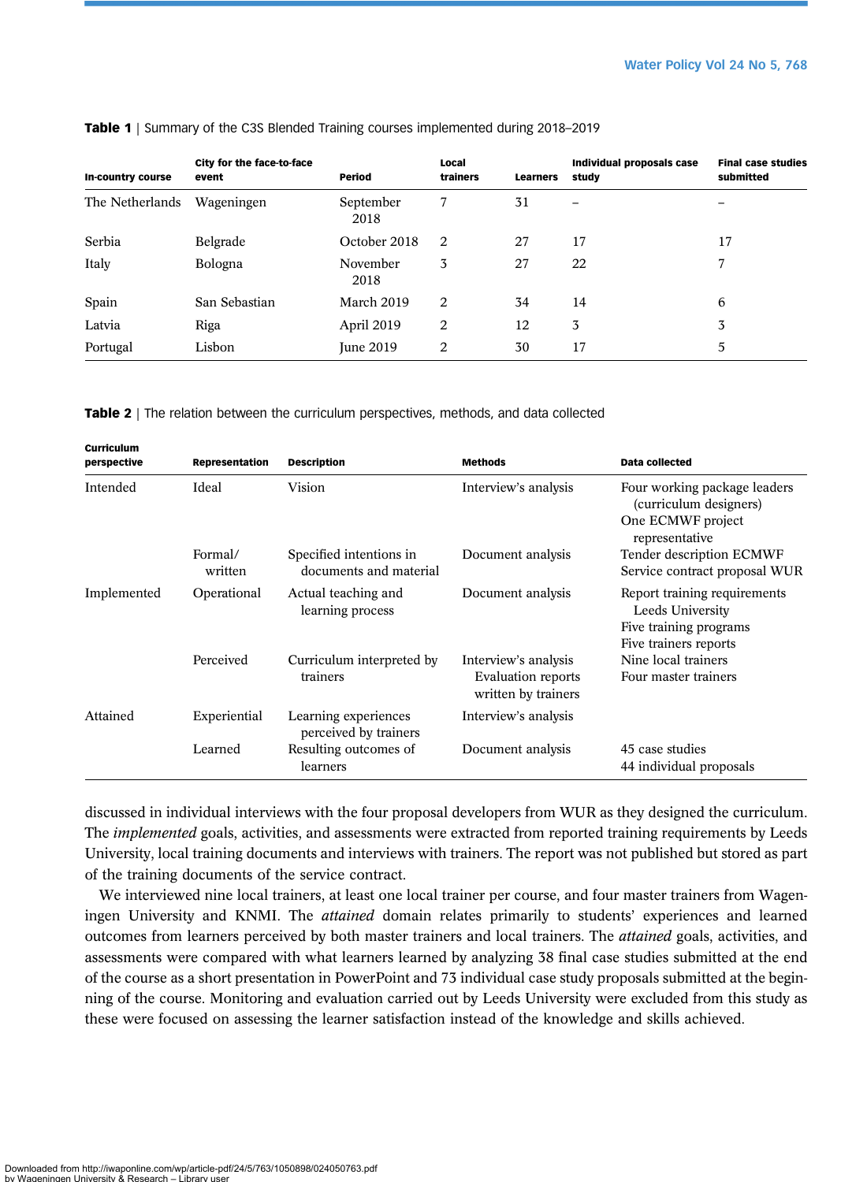**Table 1** | Summary of the C3S Blended Training courses implemented during 2018–2019

| In-country course | City for the face-to-face event | Period | Local trainers | Learners | Individual proposals case study | Final case studies submitted |
|---|---|---|---|---|---|---|
| The Netherlands | Wageningen | September 2018 | 7 | 31 | – | – |
| Serbia | Belgrade | October 2018 | 2 | 27 | 17 | 17 |
| Italy | Bologna | November 2018 | 3 | 27 | 22 | 7 |
| Spain | San Sebastian | March 2019 | 2 | 34 | 14 | 6 |
| Latvia | Riga | April 2019 | 2 | 12 | 3 | 3 |
| Portugal | Lisbon | June 2019 | 2 | 30 | 17 | 5 |

**Table 2** | The relation between the curriculum perspectives, methods, and data collected

| Curriculum perspective | Representation | Description | Methods | Data collected |
|---|---|---|---|---|
| Intended | Ideal | Vision | Interview's analysis | Four working package leaders (curriculum designers)<br>One ECMWF project representative |
| | Formal/ written | Specified intentions in documents and material | Document analysis | Tender description ECMWF<br>Service contract proposal WUR |
| Implemented | Operational | Actual teaching and learning process | Document analysis | Report training requirements Leeds University<br>Five training programs<br>Five trainers reports |
| | Perceived | Curriculum interpreted by trainers | Interview's analysis<br>Evaluation reports written by trainers | Nine local trainers<br>Four master trainers |
| Attained | Experiential | Learning experiences perceived by trainers | Interview's analysis | |
| | Learned | Resulting outcomes of learners | Document analysis | 45 case studies<br>44 individual proposals |

discussed in individual interviews with the four proposal developers from WUR as they designed the curriculum. The *implemented* goals, activities, and assessments were extracted from reported training requirements by Leeds University, local training documents and interviews with trainers. The report was not published but stored as part of the training documents of the service contract.

We interviewed nine local trainers, at least one local trainer per course, and four master trainers from Wageningen University and KNMI. The *attained* domain relates primarily to students' experiences and learned outcomes from learners perceived by both master trainers and local trainers. The *attained* goals, activities, and assessments were compared with what learners learned by analyzing 38 final case studies submitted at the end of the course as a short presentation in PowerPoint and 73 individual case study proposals submitted at the beginning of the course. Monitoring and evaluation carried out by Leeds University were excluded from this study as these were focused on assessing the learner satisfaction instead of the knowledge and skills achieved.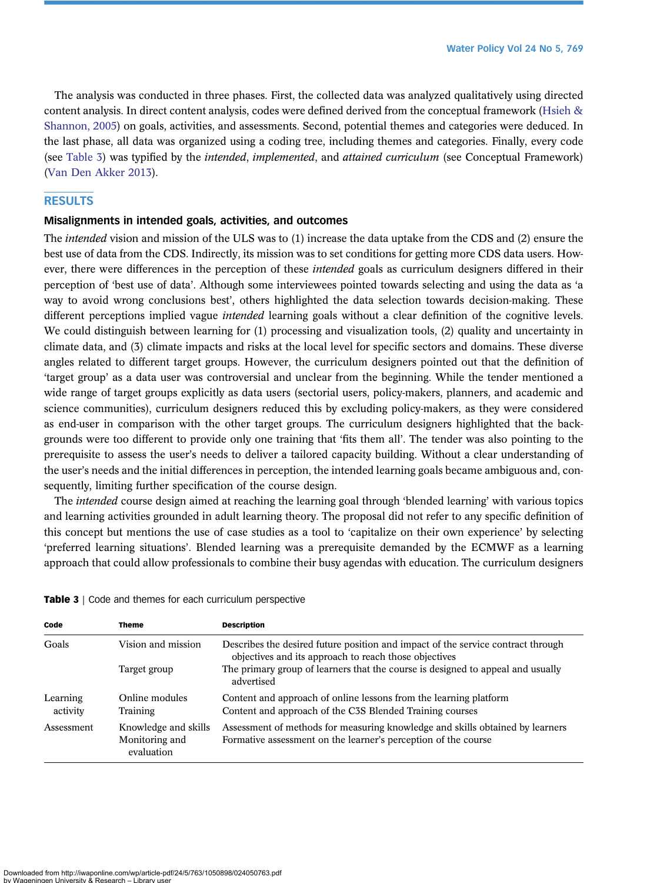The analysis was conducted in three phases. First, the collected data was analyzed qualitatively using directed content analysis. In direct content analysis, codes were defined derived from the conceptual framework (Hsieh & Shannon, 2005) on goals, activities, and assessments. Second, potential themes and categories were deduced. In the last phase, all data was organized using a coding tree, including themes and categories. Finally, every code (see Table 3) was typified by the *intended*, *implemented*, and *attained curriculum* (see Conceptual Framework) (Van Den Akker 2013).

## RESULTS

### Misalignments in intended goals, activities, and outcomes

The *intended* vision and mission of the ULS was to (1) increase the data uptake from the CDS and (2) ensure the best use of data from the CDS. Indirectly, its mission was to set conditions for getting more CDS data users. However, there were differences in the perception of these *intended* goals as curriculum designers differed in their perception of 'best use of data'. Although some interviewees pointed towards selecting and using the data as 'a way to avoid wrong conclusions best', others highlighted the data selection towards decision-making. These different perceptions implied vague *intended* learning goals without a clear definition of the cognitive levels. We could distinguish between learning for (1) processing and visualization tools, (2) quality and uncertainty in climate data, and (3) climate impacts and risks at the local level for specific sectors and domains. These diverse angles related to different target groups. However, the curriculum designers pointed out that the definition of 'target group' as a data user was controversial and unclear from the beginning. While the tender mentioned a wide range of target groups explicitly as data users (sectorial users, policy-makers, planners, and academic and science communities), curriculum designers reduced this by excluding policy-makers, as they were considered as end-user in comparison with the other target groups. The curriculum designers highlighted that the backgrounds were too different to provide only one training that 'fits them all'. The tender was also pointing to the prerequisite to assess the user's needs to deliver a tailored capacity building. Without a clear understanding of the user's needs and the initial differences in perception, the intended learning goals became ambiguous and, consequently, limiting further specification of the course design.

The *intended* course design aimed at reaching the learning goal through 'blended learning' with various topics and learning activities grounded in adult learning theory. The proposal did not refer to any specific definition of this concept but mentions the use of case studies as a tool to 'capitalize on their own experience' by selecting 'preferred learning situations'. Blended learning was a prerequisite demanded by the ECMWF as a learning approach that could allow professionals to combine their busy agendas with education. The curriculum designers

**Table 3** | Code and themes for each curriculum perspective

| Code | Theme | Description |
|---|---|---|
| Goals | Vision and mission | Describes the desired future position and impact of the service contract through objectives and its approach to reach those objectives |
| | Target group | The primary group of learners that the course is designed to appeal and usually advertised |
| Learning activity | Online modules | Content and approach of online lessons from the learning platform |
| | Training | Content and approach of the C3S Blended Training courses |
| Assessment | Knowledge and skills | Assessment of methods for measuring knowledge and skills obtained by learners |
| | Monitoring and evaluation | Formative assessment on the learner's perception of the course |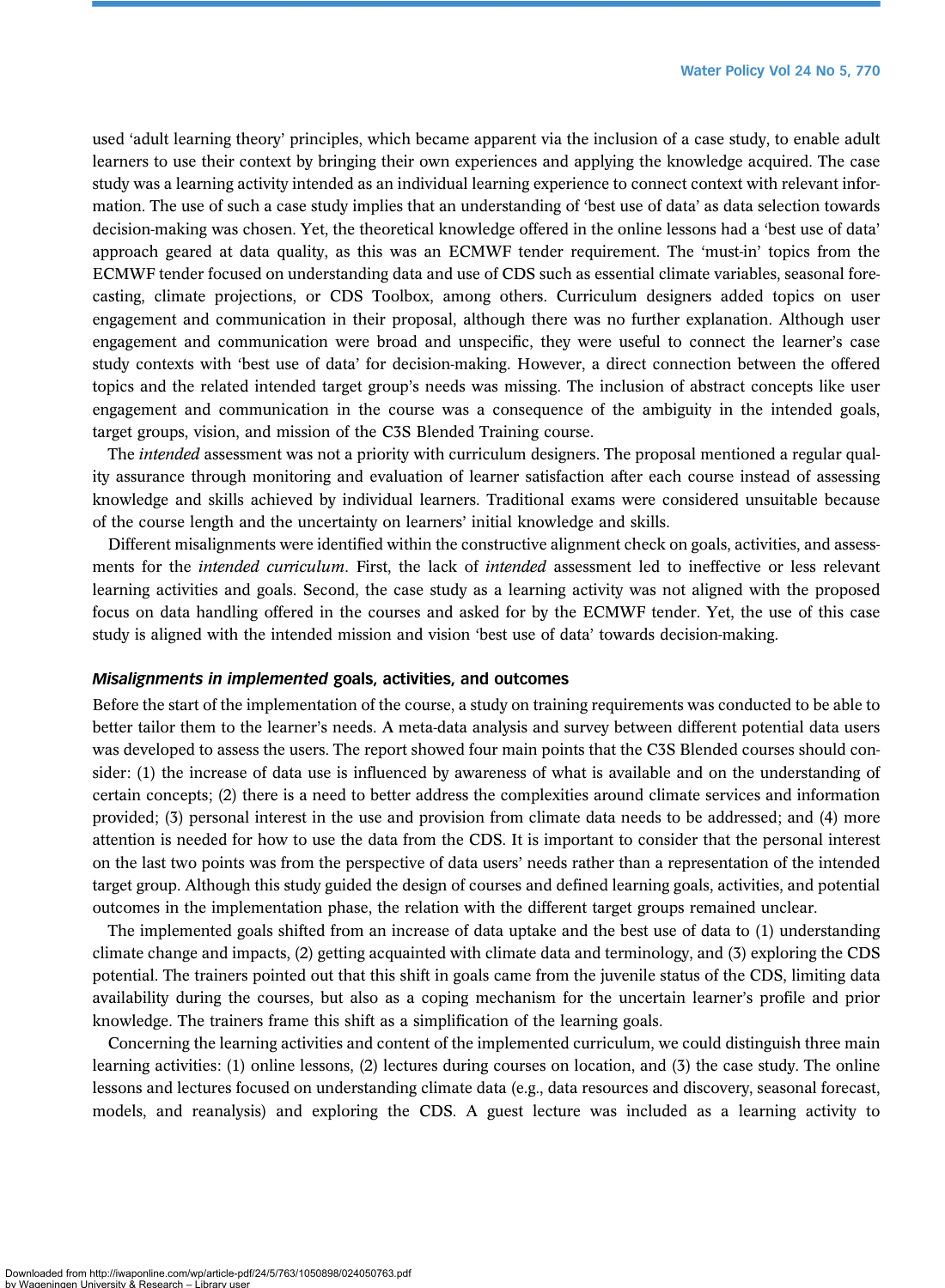used 'adult learning theory' principles, which became apparent via the inclusion of a case study, to enable adult learners to use their context by bringing their own experiences and applying the knowledge acquired. The case study was a learning activity intended as an individual learning experience to connect context with relevant information. The use of such a case study implies that an understanding of 'best use of data' as data selection towards decision-making was chosen. Yet, the theoretical knowledge offered in the online lessons had a 'best use of data' approach geared at data quality, as this was an ECMWF tender requirement. The 'must-in' topics from the ECMWF tender focused on understanding data and use of CDS such as essential climate variables, seasonal forecasting, climate projections, or CDS Toolbox, among others. Curriculum designers added topics on user engagement and communication in their proposal, although there was no further explanation. Although user engagement and communication were broad and unspecific, they were useful to connect the learner's case study contexts with 'best use of data' for decision-making. However, a direct connection between the offered topics and the related intended target group's needs was missing. The inclusion of abstract concepts like user engagement and communication in the course was a consequence of the ambiguity in the intended goals, target groups, vision, and mission of the C3S Blended Training course.

The *intended* assessment was not a priority with curriculum designers. The proposal mentioned a regular quality assurance through monitoring and evaluation of learner satisfaction after each course instead of assessing knowledge and skills achieved by individual learners. Traditional exams were considered unsuitable because of the course length and the uncertainty on learners' initial knowledge and skills.

Different misalignments were identified within the constructive alignment check on goals, activities, and assessments for the *intended curriculum*. First, the lack of *intended* assessment led to ineffective or less relevant learning activities and goals. Second, the case study as a learning activity was not aligned with the proposed focus on data handling offered in the courses and asked for by the ECMWF tender. Yet, the use of this case study is aligned with the intended mission and vision 'best use of data' towards decision-making.

### *Misalignments in implemented* goals, activities, and outcomes

Before the start of the implementation of the course, a study on training requirements was conducted to be able to better tailor them to the learner's needs. A meta-data analysis and survey between different potential data users was developed to assess the users. The report showed four main points that the C3S Blended courses should consider: (1) the increase of data use is influenced by awareness of what is available and on the understanding of certain concepts; (2) there is a need to better address the complexities around climate services and information provided; (3) personal interest in the use and provision from climate data needs to be addressed; and (4) more attention is needed for how to use the data from the CDS. It is important to consider that the personal interest on the last two points was from the perspective of data users' needs rather than a representation of the intended target group. Although this study guided the design of courses and defined learning goals, activities, and potential outcomes in the implementation phase, the relation with the different target groups remained unclear.

The implemented goals shifted from an increase of data uptake and the best use of data to (1) understanding climate change and impacts, (2) getting acquainted with climate data and terminology, and (3) exploring the CDS potential. The trainers pointed out that this shift in goals came from the juvenile status of the CDS, limiting data availability during the courses, but also as a coping mechanism for the uncertain learner's profile and prior knowledge. The trainers frame this shift as a simplification of the learning goals.

Concerning the learning activities and content of the implemented curriculum, we could distinguish three main learning activities: (1) online lessons, (2) lectures during courses on location, and (3) the case study. The online lessons and lectures focused on understanding climate data (e.g., data resources and discovery, seasonal forecast, models, and reanalysis) and exploring the CDS. A guest lecture was included as a learning activity to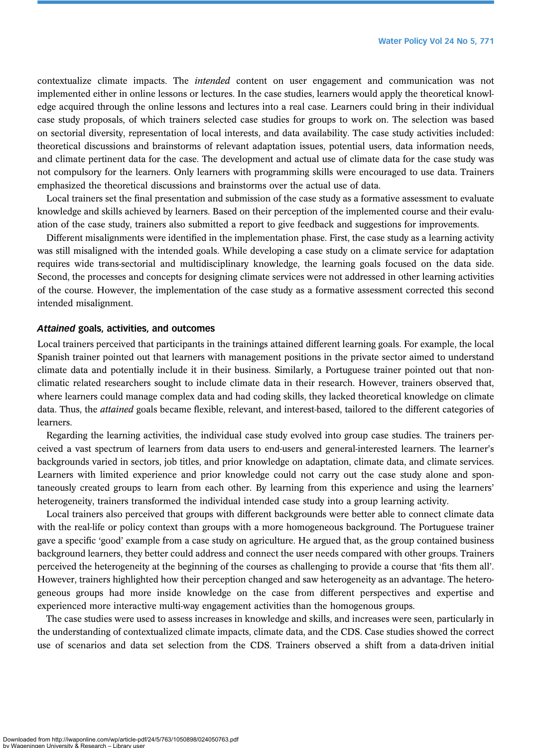contextualize climate impacts. The *intended* content on user engagement and communication was not implemented either in online lessons or lectures. In the case studies, learners would apply the theoretical knowledge acquired through the online lessons and lectures into a real case. Learners could bring in their individual case study proposals, of which trainers selected case studies for groups to work on. The selection was based on sectorial diversity, representation of local interests, and data availability. The case study activities included: theoretical discussions and brainstorms of relevant adaptation issues, potential users, data information needs, and climate pertinent data for the case. The development and actual use of climate data for the case study was not compulsory for the learners. Only learners with programming skills were encouraged to use data. Trainers emphasized the theoretical discussions and brainstorms over the actual use of data.

Local trainers set the final presentation and submission of the case study as a formative assessment to evaluate knowledge and skills achieved by learners. Based on their perception of the implemented course and their evaluation of the case study, trainers also submitted a report to give feedback and suggestions for improvements.

Different misalignments were identified in the implementation phase. First, the case study as a learning activity was still misaligned with the intended goals. While developing a case study on a climate service for adaptation requires wide trans-sectorial and multidisciplinary knowledge, the learning goals focused on the data side. Second, the processes and concepts for designing climate services were not addressed in other learning activities of the course. However, the implementation of the case study as a formative assessment corrected this second intended misalignment.

### *Attained* goals, activities, and outcomes

Local trainers perceived that participants in the trainings attained different learning goals. For example, the local Spanish trainer pointed out that learners with management positions in the private sector aimed to understand climate data and potentially include it in their business. Similarly, a Portuguese trainer pointed out that non-climatic related researchers sought to include climate data in their research. However, trainers observed that, where learners could manage complex data and had coding skills, they lacked theoretical knowledge on climate data. Thus, the *attained* goals became flexible, relevant, and interest-based, tailored to the different categories of learners.

Regarding the learning activities, the individual case study evolved into group case studies. The trainers perceived a vast spectrum of learners from data users to end-users and general-interested learners. The learner's backgrounds varied in sectors, job titles, and prior knowledge on adaptation, climate data, and climate services. Learners with limited experience and prior knowledge could not carry out the case study alone and spontaneously created groups to learn from each other. By learning from this experience and using the learners' heterogeneity, trainers transformed the individual intended case study into a group learning activity.

Local trainers also perceived that groups with different backgrounds were better able to connect climate data with the real-life or policy context than groups with a more homogeneous background. The Portuguese trainer gave a specific 'good' example from a case study on agriculture. He argued that, as the group contained business background learners, they better could address and connect the user needs compared with other groups. Trainers perceived the heterogeneity at the beginning of the courses as challenging to provide a course that 'fits them all'. However, trainers highlighted how their perception changed and saw heterogeneity as an advantage. The heterogeneous groups had more inside knowledge on the case from different perspectives and expertise and experienced more interactive multi-way engagement activities than the homogenous groups.

The case studies were used to assess increases in knowledge and skills, and increases were seen, particularly in the understanding of contextualized climate impacts, climate data, and the CDS. Case studies showed the correct use of scenarios and data set selection from the CDS. Trainers observed a shift from a data-driven initial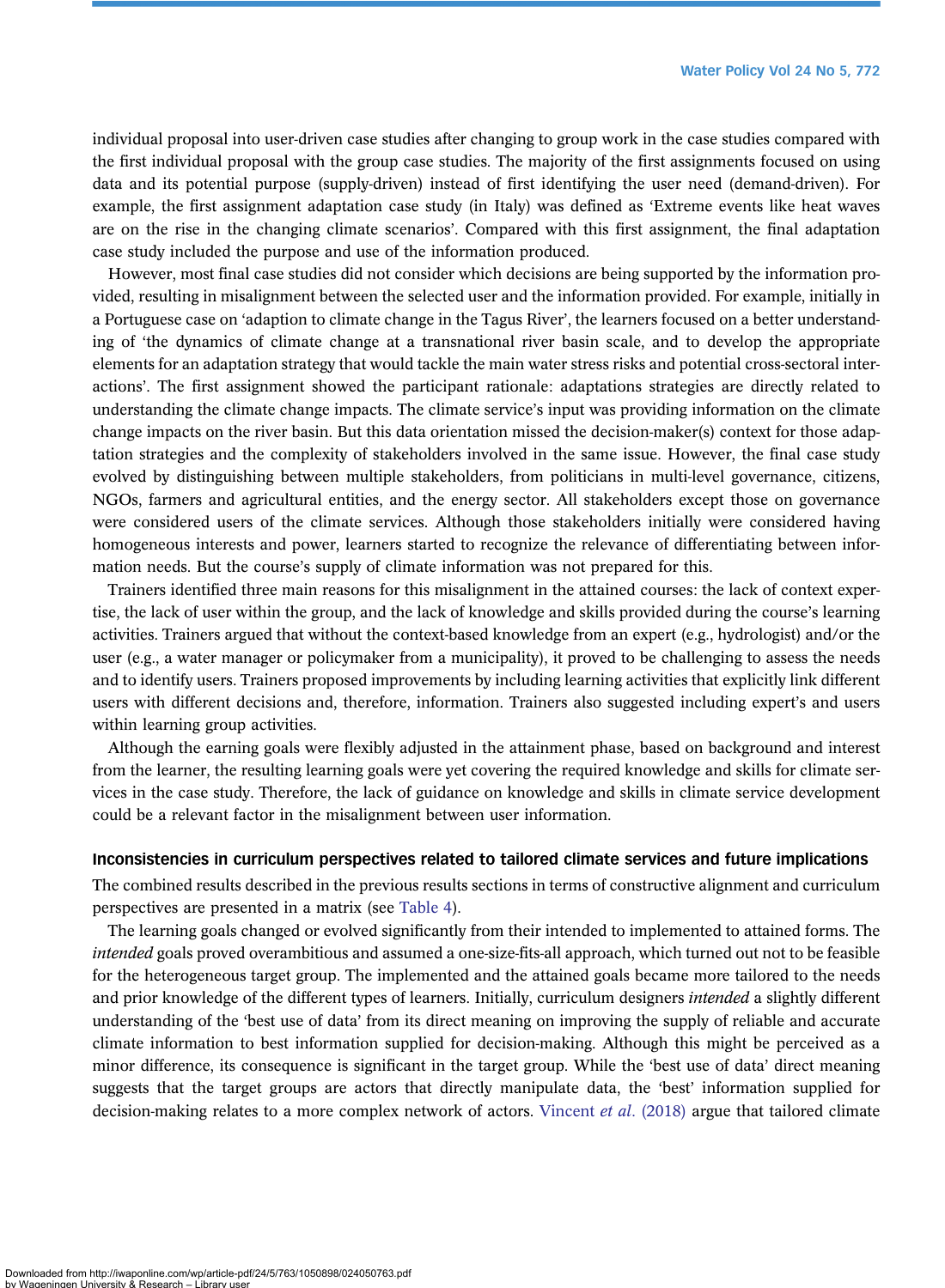individual proposal into user-driven case studies after changing to group work in the case studies compared with the first individual proposal with the group case studies. The majority of the first assignments focused on using data and its potential purpose (supply-driven) instead of first identifying the user need (demand-driven). For example, the first assignment adaptation case study (in Italy) was defined as 'Extreme events like heat waves are on the rise in the changing climate scenarios'. Compared with this first assignment, the final adaptation case study included the purpose and use of the information produced.

However, most final case studies did not consider which decisions are being supported by the information provided, resulting in misalignment between the selected user and the information provided. For example, initially in a Portuguese case on 'adaption to climate change in the Tagus River', the learners focused on a better understanding of 'the dynamics of climate change at a transnational river basin scale, and to develop the appropriate elements for an adaptation strategy that would tackle the main water stress risks and potential cross-sectoral interactions'. The first assignment showed the participant rationale: adaptations strategies are directly related to understanding the climate change impacts. The climate service's input was providing information on the climate change impacts on the river basin. But this data orientation missed the decision-maker(s) context for those adaptation strategies and the complexity of stakeholders involved in the same issue. However, the final case study evolved by distinguishing between multiple stakeholders, from politicians in multi-level governance, citizens, NGOs, farmers and agricultural entities, and the energy sector. All stakeholders except those on governance were considered users of the climate services. Although those stakeholders initially were considered having homogeneous interests and power, learners started to recognize the relevance of differentiating between information needs. But the course's supply of climate information was not prepared for this.

Trainers identified three main reasons for this misalignment in the attained courses: the lack of context expertise, the lack of user within the group, and the lack of knowledge and skills provided during the course's learning activities. Trainers argued that without the context-based knowledge from an expert (e.g., hydrologist) and/or the user (e.g., a water manager or policymaker from a municipality), it proved to be challenging to assess the needs and to identify users. Trainers proposed improvements by including learning activities that explicitly link different users with different decisions and, therefore, information. Trainers also suggested including expert's and users within learning group activities.

Although the earning goals were flexibly adjusted in the attainment phase, based on background and interest from the learner, the resulting learning goals were yet covering the required knowledge and skills for climate services in the case study. Therefore, the lack of guidance on knowledge and skills in climate service development could be a relevant factor in the misalignment between user information.

### Inconsistencies in curriculum perspectives related to tailored climate services and future implications

The combined results described in the previous results sections in terms of constructive alignment and curriculum perspectives are presented in a matrix (see Table 4).

The learning goals changed or evolved significantly from their intended to implemented to attained forms. The *intended* goals proved overambitious and assumed a one-size-fits-all approach, which turned out not to be feasible for the heterogeneous target group. The implemented and the attained goals became more tailored to the needs and prior knowledge of the different types of learners. Initially, curriculum designers *intended* a slightly different understanding of the 'best use of data' from its direct meaning on improving the supply of reliable and accurate climate information to best information supplied for decision-making. Although this might be perceived as a minor difference, its consequence is significant in the target group. While the 'best use of data' direct meaning suggests that the target groups are actors that directly manipulate data, the 'best' information supplied for decision-making relates to a more complex network of actors. Vincent *et al.* (2018) argue that tailored climate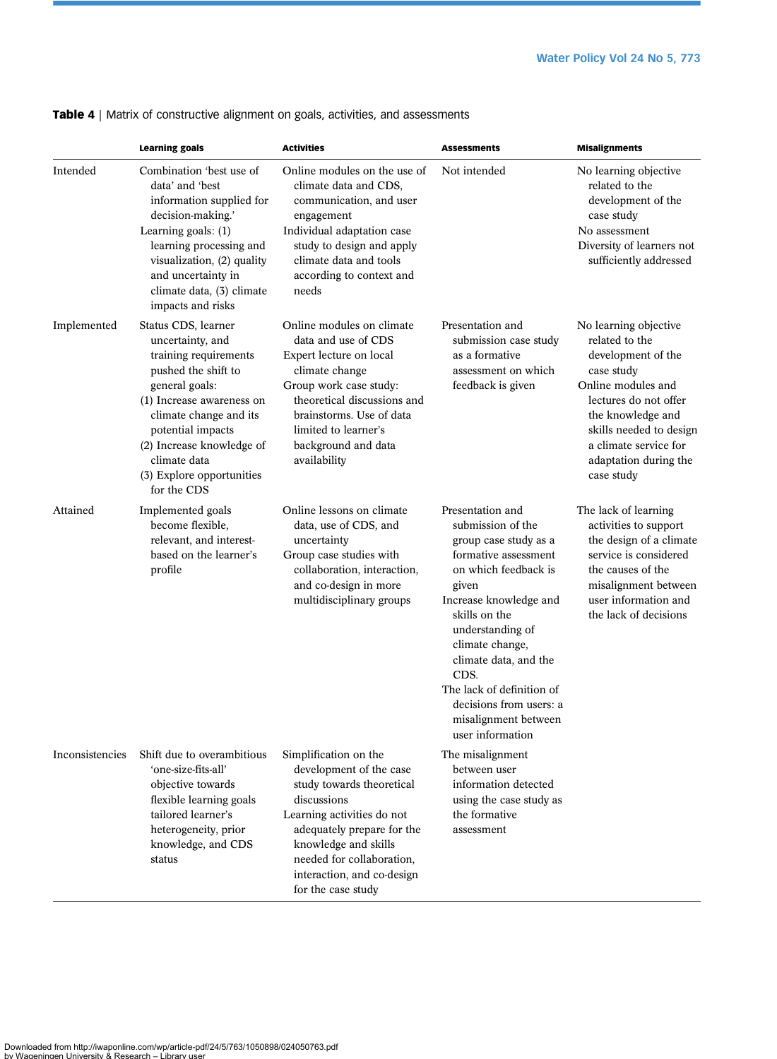**Table 4** | Matrix of constructive alignment on goals, activities, and assessments

| | Learning goals | Activities | Assessments | Misalignments |
|---|---|---|---|---|
| Intended | Combination 'best use of data' and 'best information supplied for decision-making.' Learning goals: (1) learning processing and visualization, (2) quality and uncertainty in climate data, (3) climate impacts and risks | Online modules on the use of climate data and CDS, communication, and user engagement<br>Individual adaptation case study to design and apply climate data and tools according to context and needs | Not intended | No learning objective related to the development of the case study<br>No assessment<br>Diversity of learners not sufficiently addressed |
| Implemented | Status CDS, learner uncertainty, and training requirements pushed the shift to general goals:<br>(1) Increase awareness on climate change and its potential impacts<br>(2) Increase knowledge of climate data<br>(3) Explore opportunities for the CDS | Online modules on climate data and use of CDS<br>Expert lecture on local climate change<br>Group work case study: theoretical discussions and brainstorms. Use of data limited to learner's background and data availability | Presentation and submission case study as a formative assessment on which feedback is given | No learning objective related to the development of the case study<br>Online modules and lectures do not offer the knowledge and skills needed to design a climate service for adaptation during the case study |
| Attained | Implemented goals become flexible, relevant, and interest-based on the learner's profile | Online lessons on climate data, use of CDS, and uncertainty<br>Group case studies with collaboration, interaction, and co-design in more multidisciplinary groups | Presentation and submission of the group case study as a formative assessment on which feedback is given<br>Increase knowledge and skills on the understanding of climate change, climate data, and the CDS.<br>The lack of definition of decisions from users: a misalignment between user information | The lack of learning activities to support the design of a climate service is considered the causes of the misalignment between user information and the lack of decisions |
| Inconsistencies | Shift due to overambitious 'one-size-fits-all' objective towards flexible learning goals tailored learner's heterogeneity, prior knowledge, and CDS status | Simplification on the development of the case study towards theoretical discussions<br>Learning activities do not adequately prepare for the knowledge and skills needed for collaboration, interaction, and co-design for the case study | The misalignment between user information detected using the case study as the formative assessment | |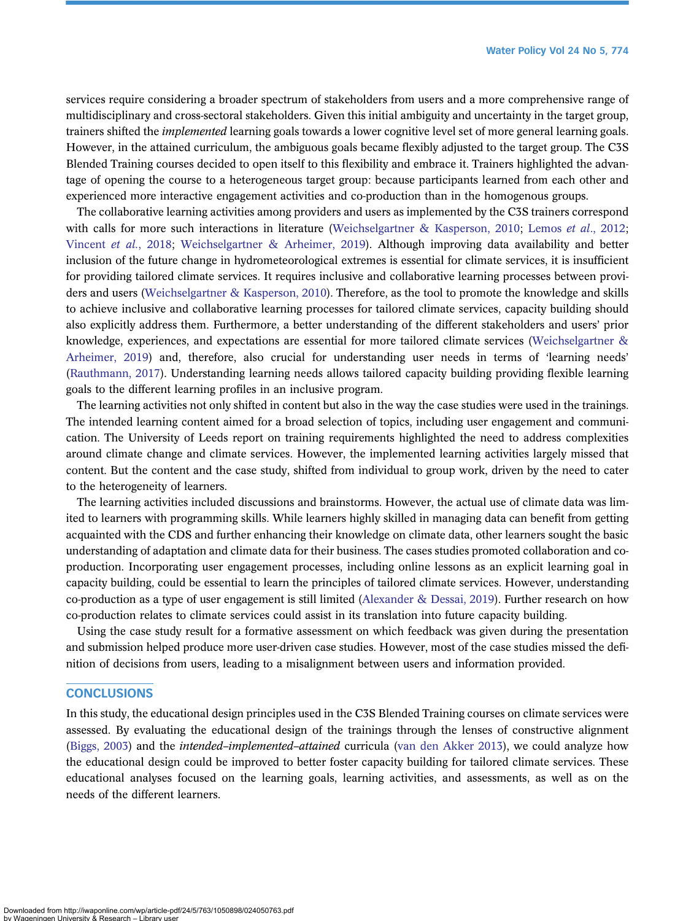services require considering a broader spectrum of stakeholders from users and a more comprehensive range of multidisciplinary and cross-sectoral stakeholders. Given this initial ambiguity and uncertainty in the target group, trainers shifted the *implemented* learning goals towards a lower cognitive level set of more general learning goals. However, in the attained curriculum, the ambiguous goals became flexibly adjusted to the target group. The C3S Blended Training courses decided to open itself to this flexibility and embrace it. Trainers highlighted the advantage of opening the course to a heterogeneous target group: because participants learned from each other and experienced more interactive engagement activities and co-production than in the homogenous groups.

The collaborative learning activities among providers and users as implemented by the C3S trainers correspond with calls for more such interactions in literature (Weichselgartner & Kasperson, 2010; Lemos *et al*., 2012; Vincent *et al*., 2018; Weichselgartner & Arheimer, 2019). Although improving data availability and better inclusion of the future change in hydrometeorological extremes is essential for climate services, it is insufficient for providing tailored climate services. It requires inclusive and collaborative learning processes between providers and users (Weichselgartner & Kasperson, 2010). Therefore, as the tool to promote the knowledge and skills to achieve inclusive and collaborative learning processes for tailored climate services, capacity building should also explicitly address them. Furthermore, a better understanding of the different stakeholders and users' prior knowledge, experiences, and expectations are essential for more tailored climate services (Weichselgartner & Arheimer, 2019) and, therefore, also crucial for understanding user needs in terms of 'learning needs' (Rauthmann, 2017). Understanding learning needs allows tailored capacity building providing flexible learning goals to the different learning profiles in an inclusive program.

The learning activities not only shifted in content but also in the way the case studies were used in the trainings. The intended learning content aimed for a broad selection of topics, including user engagement and communication. The University of Leeds report on training requirements highlighted the need to address complexities around climate change and climate services. However, the implemented learning activities largely missed that content. But the content and the case study, shifted from individual to group work, driven by the need to cater to the heterogeneity of learners.

The learning activities included discussions and brainstorms. However, the actual use of climate data was limited to learners with programming skills. While learners highly skilled in managing data can benefit from getting acquainted with the CDS and further enhancing their knowledge on climate data, other learners sought the basic understanding of adaptation and climate data for their business. The cases studies promoted collaboration and co-production. Incorporating user engagement processes, including online lessons as an explicit learning goal in capacity building, could be essential to learn the principles of tailored climate services. However, understanding co-production as a type of user engagement is still limited (Alexander & Dessai, 2019). Further research on how co-production relates to climate services could assist in its translation into future capacity building.

Using the case study result for a formative assessment on which feedback was given during the presentation and submission helped produce more user-driven case studies. However, most of the case studies missed the definition of decisions from users, leading to a misalignment between users and information provided.

## CONCLUSIONS

In this study, the educational design principles used in the C3S Blended Training courses on climate services were assessed. By evaluating the educational design of the trainings through the lenses of constructive alignment (Biggs, 2003) and the *intended–implemented–attained* curricula (van den Akker 2013), we could analyze how the educational design could be improved to better foster capacity building for tailored climate services. These educational analyses focused on the learning goals, learning activities, and assessments, as well as on the needs of the different learners.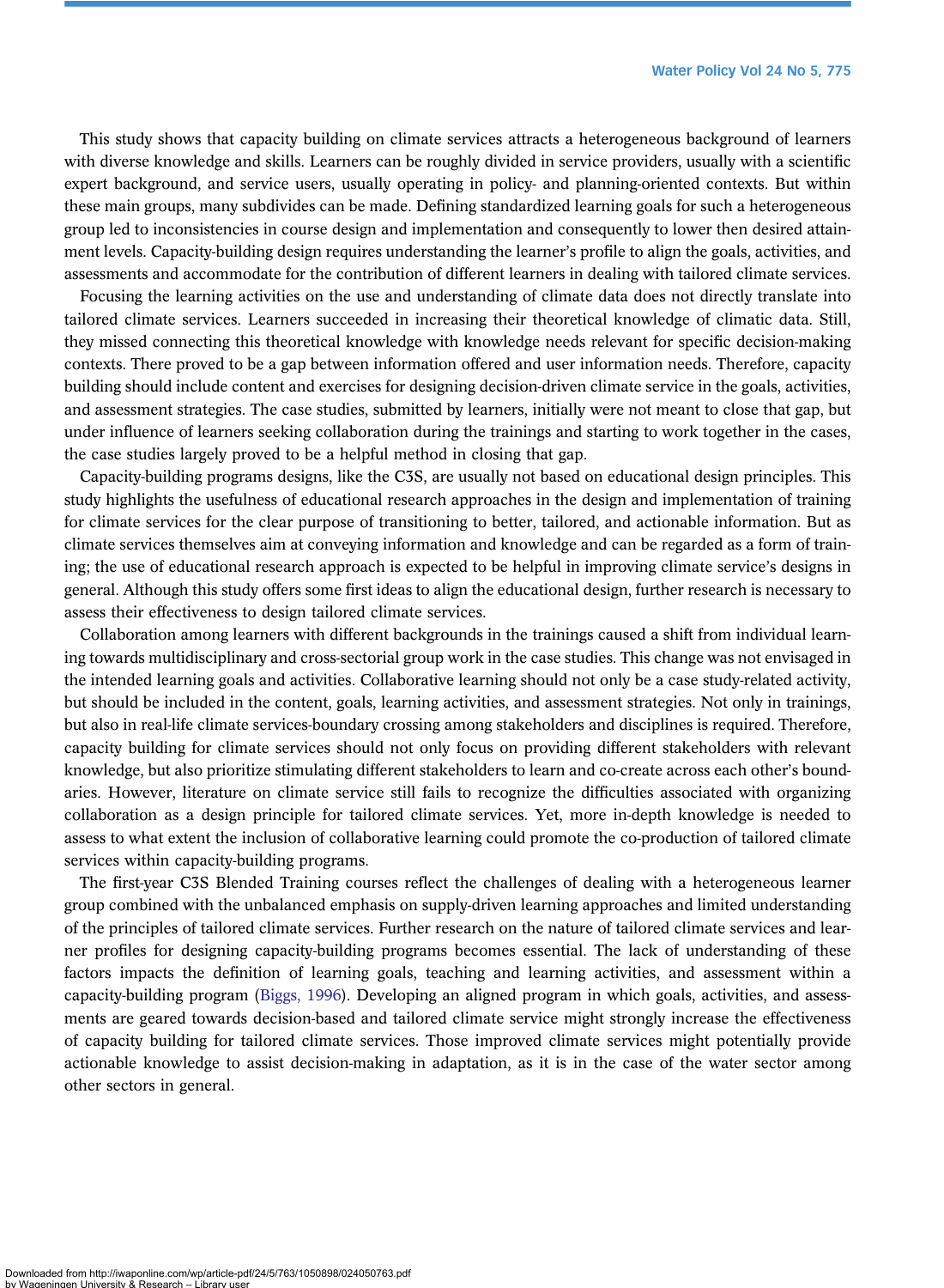This study shows that capacity building on climate services attracts a heterogeneous background of learners with diverse knowledge and skills. Learners can be roughly divided in service providers, usually with a scientific expert background, and service users, usually operating in policy- and planning-oriented contexts. But within these main groups, many subdivides can be made. Defining standardized learning goals for such a heterogeneous group led to inconsistencies in course design and implementation and consequently to lower then desired attainment levels. Capacity-building design requires understanding the learner's profile to align the goals, activities, and assessments and accommodate for the contribution of different learners in dealing with tailored climate services.

Focusing the learning activities on the use and understanding of climate data does not directly translate into tailored climate services. Learners succeeded in increasing their theoretical knowledge of climatic data. Still, they missed connecting this theoretical knowledge with knowledge needs relevant for specific decision-making contexts. There proved to be a gap between information offered and user information needs. Therefore, capacity building should include content and exercises for designing decision-driven climate service in the goals, activities, and assessment strategies. The case studies, submitted by learners, initially were not meant to close that gap, but under influence of learners seeking collaboration during the trainings and starting to work together in the cases, the case studies largely proved to be a helpful method in closing that gap.

Capacity-building programs designs, like the C3S, are usually not based on educational design principles. This study highlights the usefulness of educational research approaches in the design and implementation of training for climate services for the clear purpose of transitioning to better, tailored, and actionable information. But as climate services themselves aim at conveying information and knowledge and can be regarded as a form of training; the use of educational research approach is expected to be helpful in improving climate service's designs in general. Although this study offers some first ideas to align the educational design, further research is necessary to assess their effectiveness to design tailored climate services.

Collaboration among learners with different backgrounds in the trainings caused a shift from individual learning towards multidisciplinary and cross-sectorial group work in the case studies. This change was not envisaged in the intended learning goals and activities. Collaborative learning should not only be a case study-related activity, but should be included in the content, goals, learning activities, and assessment strategies. Not only in trainings, but also in real-life climate services-boundary crossing among stakeholders and disciplines is required. Therefore, capacity building for climate services should not only focus on providing different stakeholders with relevant knowledge, but also prioritize stimulating different stakeholders to learn and co-create across each other's boundaries. However, literature on climate service still fails to recognize the difficulties associated with organizing collaboration as a design principle for tailored climate services. Yet, more in-depth knowledge is needed to assess to what extent the inclusion of collaborative learning could promote the co-production of tailored climate services within capacity-building programs.

The first-year C3S Blended Training courses reflect the challenges of dealing with a heterogeneous learner group combined with the unbalanced emphasis on supply-driven learning approaches and limited understanding of the principles of tailored climate services. Further research on the nature of tailored climate services and learner profiles for designing capacity-building programs becomes essential. The lack of understanding of these factors impacts the definition of learning goals, teaching and learning activities, and assessment within a capacity-building program (Biggs, 1996). Developing an aligned program in which goals, activities, and assessments are geared towards decision-based and tailored climate service might strongly increase the effectiveness of capacity building for tailored climate services. Those improved climate services might potentially provide actionable knowledge to assist decision-making in adaptation, as it is in the case of the water sector among other sectors in general.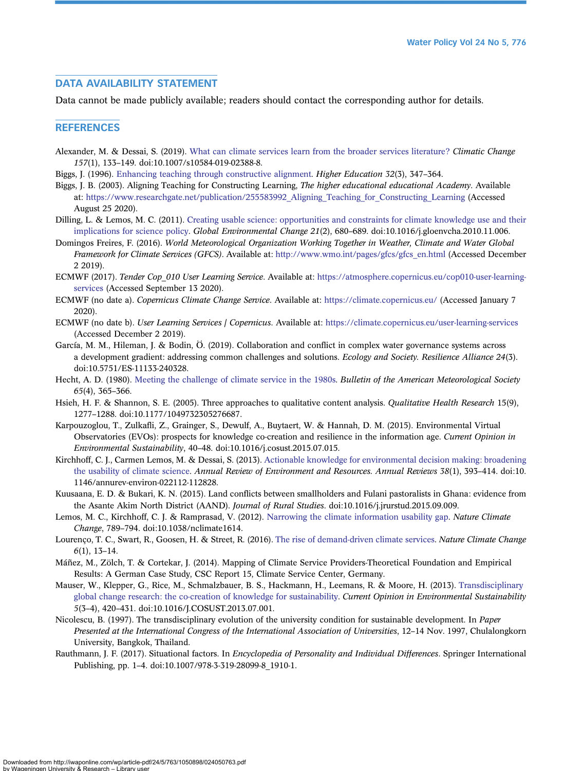## DATA AVAILABILITY STATEMENT

Data cannot be made publicly available; readers should contact the corresponding author for details.

## REFERENCES

Alexander, M. & Dessai, S. (2019). What can climate services learn from the broader services literature? *Climatic Change 157*(1), 133–149. doi:10.1007/s10584-019-02388-8.

Biggs, J. (1996). Enhancing teaching through constructive alignment. *Higher Education 32*(3), 347–364.

Biggs, J. B. (2003). Aligning Teaching for Constructing Learning, *The higher educational educational Academy*. Available at: https://www.researchgate.net/publication/255583992_Aligning_Teaching_for_Constructing_Learning (Accessed August 25 2020).

Dilling, L. & Lemos, M. C. (2011). Creating usable science: opportunities and constraints for climate knowledge use and their implications for science policy. *Global Environmental Change 21*(2), 680–689. doi:10.1016/j.gloenvcha.2010.11.006.

Domingos Freires, F. (2016). *World Meteorological Organization Working Together in Weather, Climate and Water Global Framework for Climate Services (GFCS)*. Available at: http://www.wmo.int/pages/gfcs/gfcs_en.html (Accessed December 2 2019).

ECMWF (2017). *Tender Cop_010 User Learning Service*. Available at: https://atmosphere.copernicus.eu/cop010-user-learning-services (Accessed September 13 2020).

ECMWF (no date a). *Copernicus Climate Change Service*. Available at: https://climate.copernicus.eu/ (Accessed January 7 2020).

ECMWF (no date b). *User Learning Services | Copernicus*. Available at: https://climate.copernicus.eu/user-learning-services (Accessed December 2 2019).

García, M. M., Hileman, J. & Bodin, Ö. (2019). Collaboration and conflict in complex water governance systems across a development gradient: addressing common challenges and solutions. *Ecology and Society. Resilience Alliance 24*(3). doi:10.5751/ES-11133-240328.

Hecht, A. D. (1980). Meeting the challenge of climate service in the 1980s. *Bulletin of the American Meteorological Society 65*(4), 365–366.

Hsieh, H. F. & Shannon, S. E. (2005). Three approaches to qualitative content analysis. *Qualitative Health Research* 15(9), 1277–1288. doi:10.1177/1049732305276687.

Karpouzoglou, T., Zulkafli, Z., Grainger, S., Dewulf, A., Buytaert, W. & Hannah, D. M. (2015). Environmental Virtual Observatories (EVOs): prospects for knowledge co-creation and resilience in the information age. *Current Opinion in Environmental Sustainability*, 40–48. doi:10.1016/j.cosust.2015.07.015.

Kirchhoff, C. J., Carmen Lemos, M. & Dessai, S. (2013). Actionable knowledge for environmental decision making: broadening the usability of climate science. *Annual Review of Environment and Resources. Annual Reviews 38*(1), 393–414. doi:10.1146/annurev-environ-022112-112828.

Kuusaana, E. D. & Bukari, K. N. (2015). Land conflicts between smallholders and Fulani pastoralists in Ghana: evidence from the Asante Akim North District (AAND). *Journal of Rural Studies*. doi:10.1016/j.jrurstud.2015.09.009.

Lemos, M. C., Kirchhoff, C. J. & Ramprasad, V. (2012). Narrowing the climate information usability gap. *Nature Climate Change*, 789–794. doi:10.1038/nclimate1614.

Lourenço, T. C., Swart, R., Goosen, H. & Street, R. (2016). The rise of demand-driven climate services. *Nature Climate Change 6*(1), 13–14.

Máñez, M., Zölch, T. & Cortekar, J. (2014). Mapping of Climate Service Providers-Theoretical Foundation and Empirical Results: A German Case Study, CSC Report 15, Climate Service Center, Germany.

Mauser, W., Klepper, G., Rice, M., Schmalzbauer, B. S., Hackmann, H., Leemans, R. & Moore, H. (2013). Transdisciplinary global change research: the co-creation of knowledge for sustainability. *Current Opinion in Environmental Sustainability 5*(3–4), 420–431. doi:10.1016/J.COSUST.2013.07.001.

Nicolescu, B. (1997). The transdisciplinary evolution of the university condition for sustainable development. In *Paper Presented at the International Congress of the International Association of Universities*, 12–14 Nov. 1997, Chulalongkorn University, Bangkok, Thailand.

Rauthmann, J. F. (2017). Situational factors. In *Encyclopedia of Personality and Individual Differences*. Springer International Publishing, pp. 1–4. doi:10.1007/978-3-319-28099-8_1910-1.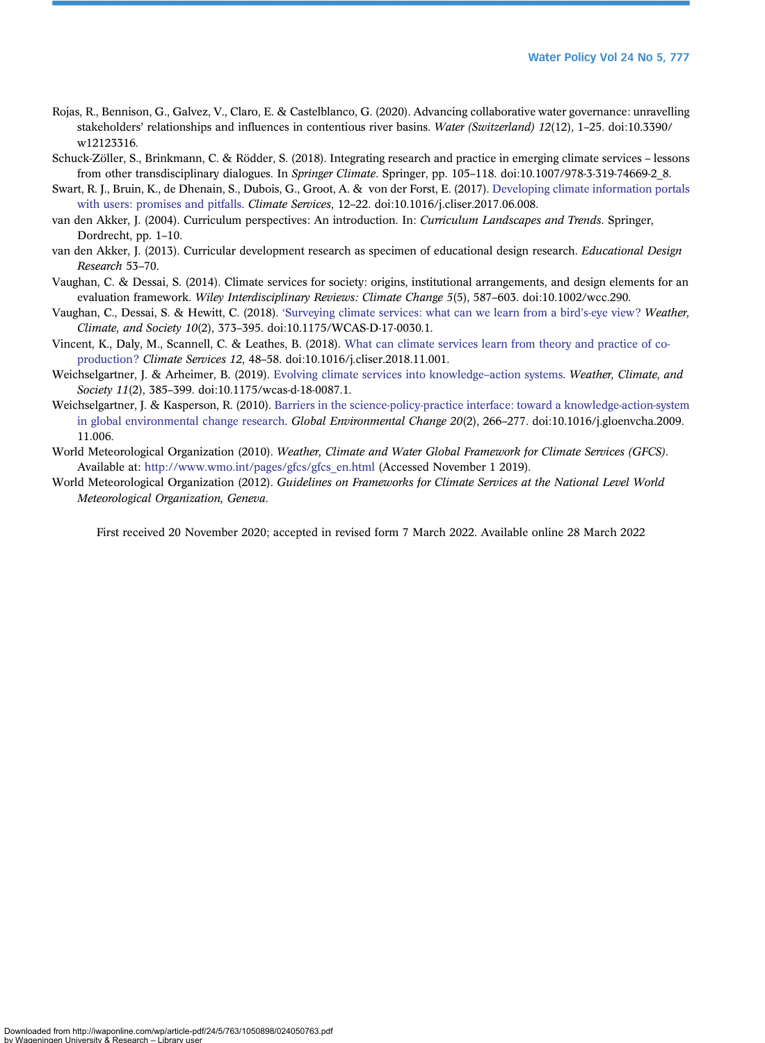Rojas, R., Bennison, G., Galvez, V., Claro, E. & Castelblanco, G. (2020). Advancing collaborative water governance: unravelling stakeholders' relationships and influences in contentious river basins. *Water (Switzerland) 12*(12), 1–25. doi:10.3390/w12123316.

Schuck-Zöller, S., Brinkmann, C. & Rödder, S. (2018). Integrating research and practice in emerging climate services – lessons from other transdisciplinary dialogues. In *Springer Climate*. Springer, pp. 105–118. doi:10.1007/978-3-319-74669-2_8.

Swart, R. J., Bruin, K., de Dhenain, S., Dubois, G., Groot, A. & von der Forst, E. (2017). Developing climate information portals with users: promises and pitfalls. *Climate Services*, 12–22. doi:10.1016/j.cliser.2017.06.008.

van den Akker, J. (2004). Curriculum perspectives: An introduction. In: *Curriculum Landscapes and Trends*. Springer, Dordrecht, pp. 1–10.

van den Akker, J. (2013). Curricular development research as specimen of educational design research. *Educational Design Research* 53–70.

Vaughan, C. & Dessai, S. (2014). Climate services for society: origins, institutional arrangements, and design elements for an evaluation framework. *Wiley Interdisciplinary Reviews: Climate Change 5*(5), 587–603. doi:10.1002/wcc.290.

Vaughan, C., Dessai, S. & Hewitt, C. (2018). 'Surveying climate services: what can we learn from a bird's-eye view? *Weather, Climate, and Society 10*(2), 373–395. doi:10.1175/WCAS-D-17-0030.1.

Vincent, K., Daly, M., Scannell, C. & Leathes, B. (2018). What can climate services learn from theory and practice of co-production? *Climate Services 12*, 48–58. doi:10.1016/j.cliser.2018.11.001.

Weichselgartner, J. & Arheimer, B. (2019). Evolving climate services into knowledge–action systems. *Weather, Climate, and Society 11*(2), 385–399. doi:10.1175/wcas-d-18-0087.1.

Weichselgartner, J. & Kasperson, R. (2010). Barriers in the science-policy-practice interface: toward a knowledge-action-system in global environmental change research. *Global Environmental Change 20*(2), 266–277. doi:10.1016/j.gloenvcha.2009.11.006.

World Meteorological Organization (2010). *Weather, Climate and Water Global Framework for Climate Services (GFCS)*. Available at: http://www.wmo.int/pages/gfcs/gfcs_en.html (Accessed November 1 2019).

World Meteorological Organization (2012). *Guidelines on Frameworks for Climate Services at the National Level World Meteorological Organization, Geneva*.

First received 20 November 2020; accepted in revised form 7 March 2022. Available online 28 March 2022